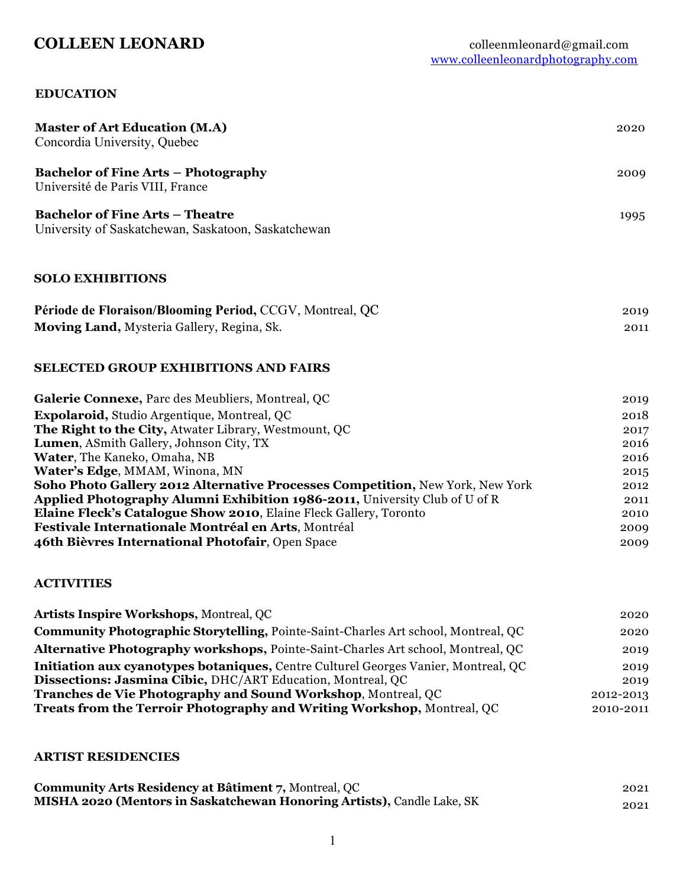# COLLEEN LEONARD

colleenmleonard@gmail.com
www.colleenleonardphotography.com

## EDUCATION

**Master of Art Education (M.A)** — 2020
Concordia University, Quebec

**Bachelor of Fine Arts – Photography** — 2009
Université de Paris VIII, France

**Bachelor of Fine Arts – Theatre** — 1995
University of Saskatchewan, Saskatoon, Saskatchewan

## SOLO EXHIBITIONS

**Période de Floraison/Blooming Period,** CCGV, Montreal, QC — 2019
**Moving Land,** Mysteria Gallery, Regina, Sk. — 2011

## SELECTED GROUP EXHIBITIONS AND FAIRS

**Galerie Connexe,** Parc des Meubliers, Montreal, QC — 2019
**Expolaroid,** Studio Argentique, Montreal, QC — 2018
**The Right to the City,** Atwater Library, Westmount, QC — 2017
**Lumen**, ASmith Gallery, Johnson City, TX — 2016
**Water**, The Kaneko, Omaha, NB — 2016
**Water's Edge**, MMAM, Winona, MN — 2015
**Soho Photo Gallery 2012 Alternative Processes Competition,** New York, New York — 2012
**Applied Photography Alumni Exhibition 1986-2011,** University Club of U of R — 2011
**Elaine Fleck's Catalogue Show 2010**, Elaine Fleck Gallery, Toronto — 2010
**Festivale Internationale Montréal en Arts**, Montréal — 2009
**46th Bièvres International Photofair**, Open Space — 2009

## ACTIVITIES

**Artists Inspire Workshops,** Montreal, QC — 2020
**Community Photographic Storytelling,** Pointe-Saint-Charles Art school, Montreal, QC — 2020
**Alternative Photography workshops,** Pointe-Saint-Charles Art school, Montreal, QC — 2019
**Initiation aux cyanotypes botaniques,** Centre Culturel Georges Vanier, Montreal, QC — 2019
**Dissections: Jasmina Cibic,** DHC/ART Education, Montreal, QC — 2019
**Tranches de Vie Photography and Sound Workshop**, Montreal, QC — 2012-2013
**Treats from the Terroir Photography and Writing Workshop,** Montreal, QC — 2010-2011

## ARTIST RESIDENCIES

**Community Arts Residency at Bâtiment 7,** Montreal, QC — 2021
**MISHA 2020 (Mentors in Saskatchewan Honoring Artists),** Candle Lake, SK — 2021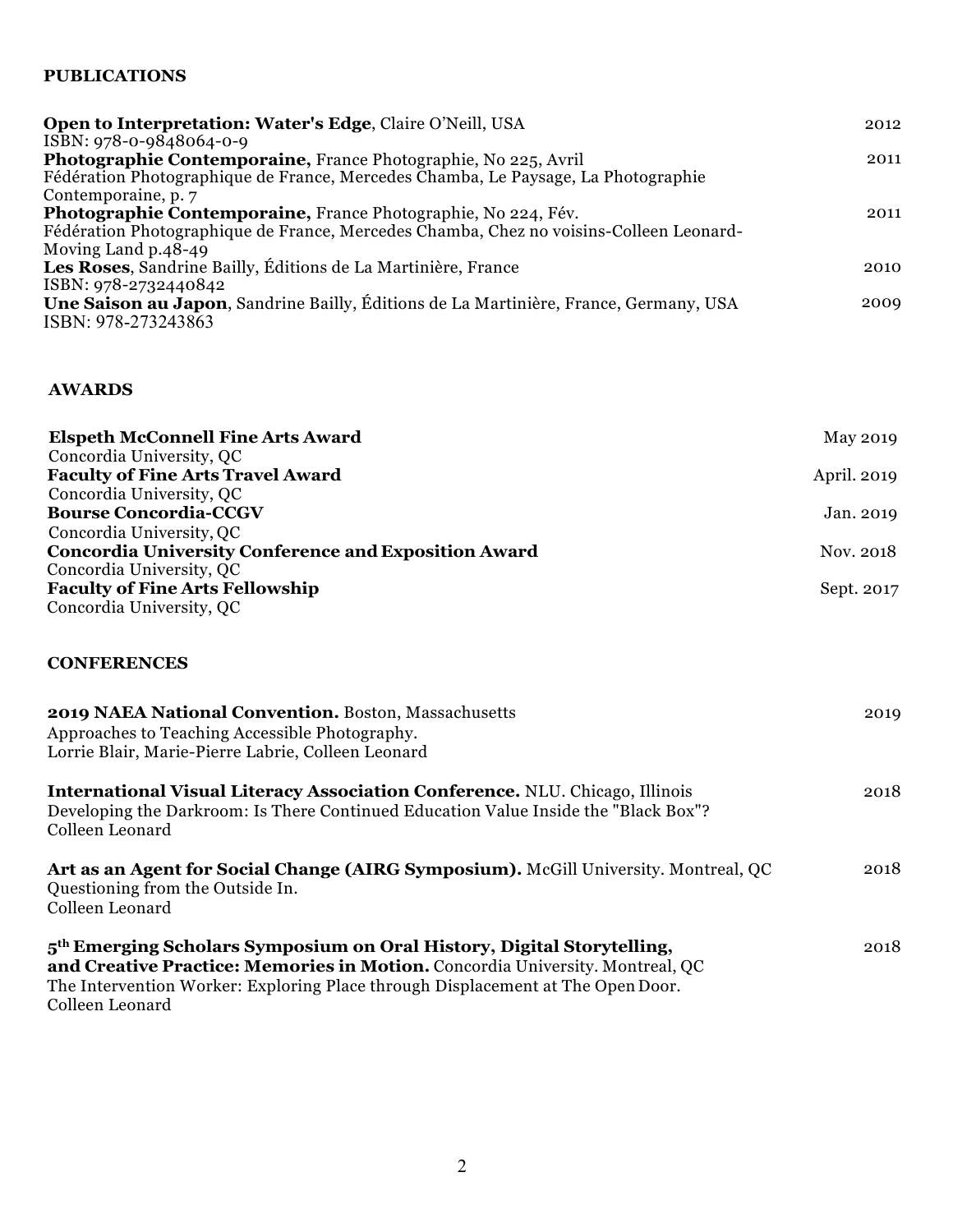**PUBLICATIONS**

**Open to Interpretation: Water's Edge**, Claire O'Neill, USA 2012
ISBN: 978-0-9848064-0-9

**Photographie Contemporaine,** France Photographie, No 225, Avril 2011
Fédération Photographique de France, Mercedes Chamba, Le Paysage, La Photographie Contemporaine, p. 7

**Photographie Contemporaine,** France Photographie, No 224, Fév. 2011
Fédération Photographique de France, Mercedes Chamba, Chez no voisins-Colleen Leonard-Moving Land p.48-49

**Les Roses**, Sandrine Bailly, Éditions de La Martinière, France 2010
ISBN: 978-2732440842

**Une Saison au Japon**, Sandrine Bailly, Éditions de La Martinière, France, Germany, USA 2009
ISBN: 978-273243863

**AWARDS**

**Elspeth McConnell Fine Arts Award** May 2019
Concordia University, QC

**Faculty of Fine Arts Travel Award** April. 2019
Concordia University, QC

**Bourse Concordia-CCGV** Jan. 2019
Concordia University, QC

**Concordia University Conference and Exposition Award** Nov. 2018
Concordia University, QC

**Faculty of Fine Arts Fellowship** Sept. 2017
Concordia University, QC

**CONFERENCES**

**2019 NAEA National Convention.** Boston, Massachusetts 2019
Approaches to Teaching Accessible Photography.
Lorrie Blair, Marie-Pierre Labrie, Colleen Leonard

**International Visual Literacy Association Conference.** NLU. Chicago, Illinois 2018
Developing the Darkroom: Is There Continued Education Value Inside the "Black Box"?
Colleen Leonard

**Art as an Agent for Social Change (AIRG Symposium).** McGill University. Montreal, QC 2018
Questioning from the Outside In.
Colleen Leonard

**5th Emerging Scholars Symposium on Oral History, Digital Storytelling, and Creative Practice: Memories in Motion.** Concordia University. Montreal, QC 2018
The Intervention Worker: Exploring Place through Displacement at The Open Door.
Colleen Leonard